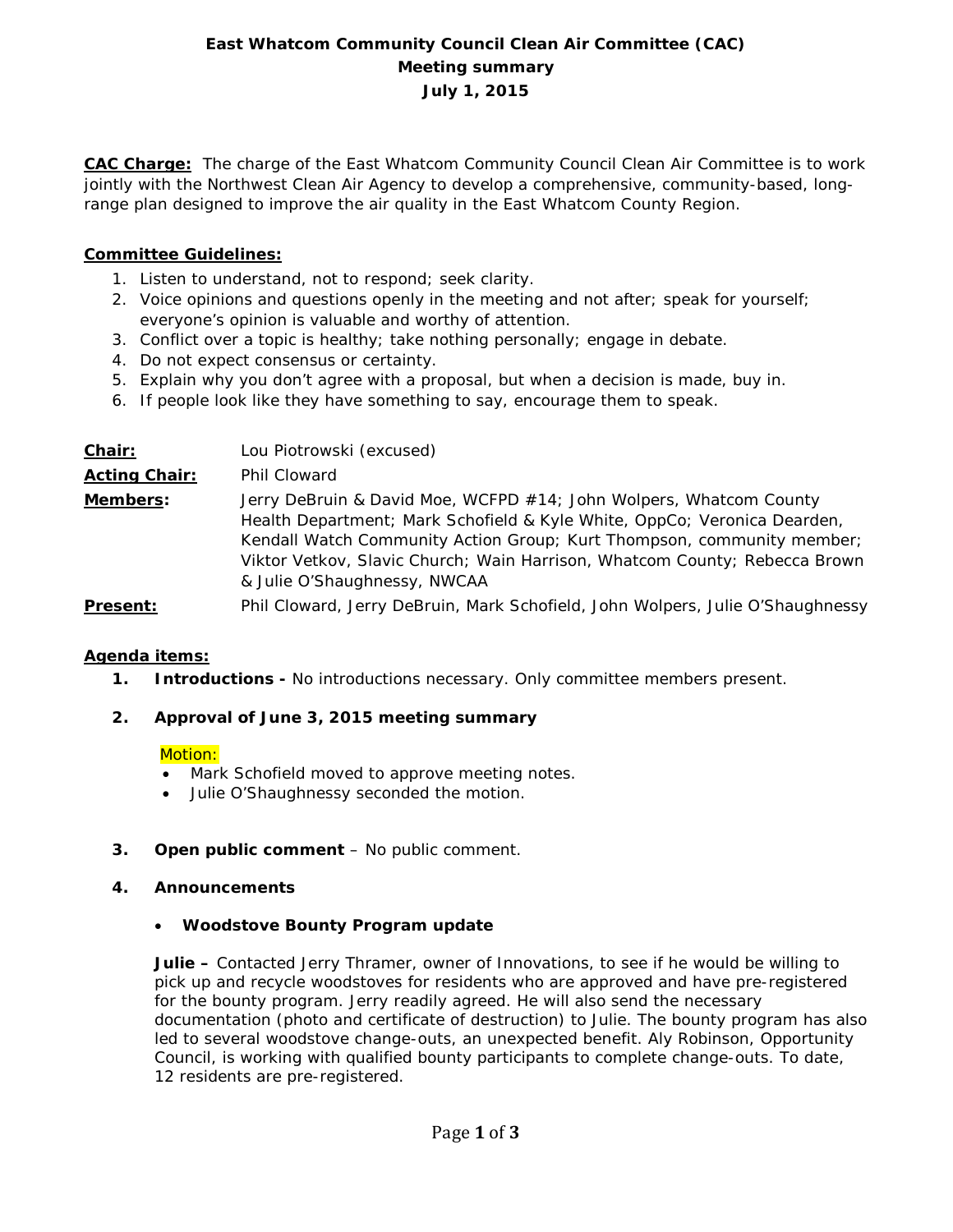# East Whatcom Community Council Clean Air Committee (CAC)
## Meeting summary
### July 1, 2015

**CAC Charge:** The charge of the East Whatcom Community Council Clean Air Committee is to work jointly with the Northwest Clean Air Agency to develop a comprehensive, community-based, long-range plan designed to improve the air quality in the East Whatcom County Region.

**Committee Guidelines:**

1. Listen to understand, not to respond; seek clarity.
2. Voice opinions and questions openly in the meeting and not after; speak for yourself; everyone's opinion is valuable and worthy of attention.
3. Conflict over a topic is healthy; take nothing personally; engage in debate.
4. Do not expect consensus or certainty.
5. Explain why you don't agree with a proposal, but when a decision is made, buy in.
6. If people look like they have something to say, encourage them to speak.

**Chair:** Lou Piotrowski (excused)

**Acting Chair:** Phil Cloward

**Members:** Jerry DeBruin & David Moe, WCFPD #14; John Wolpers, Whatcom County Health Department; Mark Schofield & Kyle White, OppCo; Veronica Dearden, Kendall Watch Community Action Group; Kurt Thompson, community member; Viktor Vetkov, Slavic Church; Wain Harrison, Whatcom County; Rebecca Brown & Julie O'Shaughnessy, NWCAA

**Present:** Phil Cloward, Jerry DeBruin, Mark Schofield, John Wolpers, Julie O'Shaughnessy

**Agenda items:**

1. **Introductions -** No introductions necessary. Only committee members present.

2. **Approval of June 3, 2015 meeting summary**

   Motion:
   - Mark Schofield moved to approve meeting notes.
   - Julie O'Shaughnessy seconded the motion.

3. **Open public comment** – No public comment.

4. **Announcements**

   - **Woodstove Bounty Program update**

   **Julie –** Contacted Jerry Thramer, owner of Innovations, to see if he would be willing to pick up and recycle woodstoves for residents who are approved and have pre-registered for the bounty program. Jerry readily agreed. He will also send the necessary documentation (photo and certificate of destruction) to Julie. The bounty program has also led to several woodstove change-outs, an unexpected benefit. Aly Robinson, Opportunity Council, is working with qualified bounty participants to complete change-outs. To date, 12 residents are pre-registered.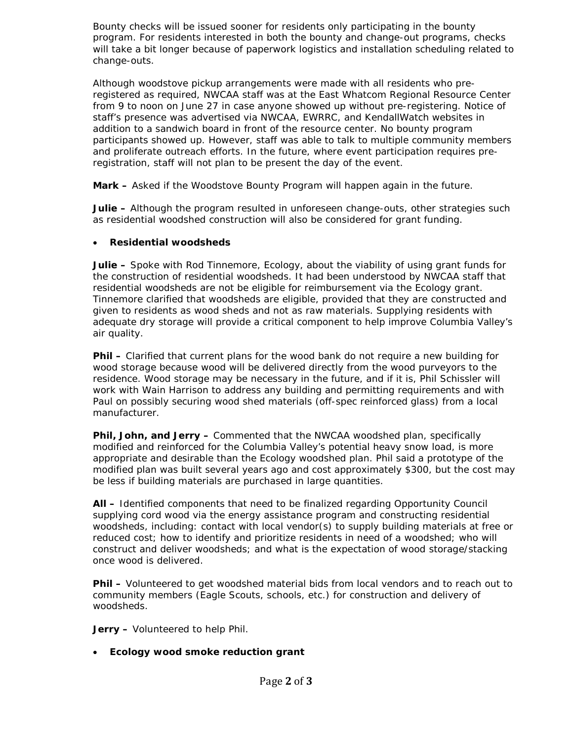Bounty checks will be issued sooner for residents only participating in the bounty program. For residents interested in both the bounty and change-out programs, checks will take a bit longer because of paperwork logistics and installation scheduling related to change-outs.

Although woodstove pickup arrangements were made with all residents who pre-registered as required, NWCAA staff was at the East Whatcom Regional Resource Center from 9 to noon on June 27 in case anyone showed up without pre-registering. Notice of staff's presence was advertised via NWCAA, EWRRC, and KendallWatch websites in addition to a sandwich board in front of the resource center. No bounty program participants showed up. However, staff was able to talk to multiple community members and proliferate outreach efforts. In the future, where event participation requires pre-registration, staff will not plan to be present the day of the event.

**Mark –** Asked if the Woodstove Bounty Program will happen again in the future.

**Julie –** Although the program resulted in unforeseen change-outs, other strategies such as residential woodshed construction will also be considered for grant funding.

- **Residential woodsheds**

**Julie –** Spoke with Rod Tinnemore, Ecology, about the viability of using grant funds for the construction of residential woodsheds. It had been understood by NWCAA staff that residential woodsheds are not be eligible for reimbursement via the Ecology grant. Tinnemore clarified that woodsheds are eligible, provided that they are constructed and given to residents as wood sheds and not as raw materials. Supplying residents with adequate dry storage will provide a critical component to help improve Columbia Valley's air quality.

**Phil –** Clarified that current plans for the wood bank do not require a new building for wood storage because wood will be delivered directly from the wood purveyors to the residence. Wood storage may be necessary in the future, and if it is, Phil Schissler will work with Wain Harrison to address any building and permitting requirements and with Paul on possibly securing wood shed materials (off-spec reinforced glass) from a local manufacturer.

**Phil, John, and Jerry –** Commented that the NWCAA woodshed plan, specifically modified and reinforced for the Columbia Valley's potential heavy snow load, is more appropriate and desirable than the Ecology woodshed plan. Phil said a prototype of the modified plan was built several years ago and cost approximately $300, but the cost may be less if building materials are purchased in large quantities.

**All –** Identified components that need to be finalized regarding Opportunity Council supplying cord wood via the energy assistance program and constructing residential woodsheds, including: contact with local vendor(s) to supply building materials at free or reduced cost; how to identify and prioritize residents in need of a woodshed; who will construct and deliver woodsheds; and what is the expectation of wood storage/stacking once wood is delivered.

**Phil –** Volunteered to get woodshed material bids from local vendors and to reach out to community members (Eagle Scouts, schools, etc.) for construction and delivery of woodsheds.

**Jerry –** Volunteered to help Phil.

- **Ecology wood smoke reduction grant**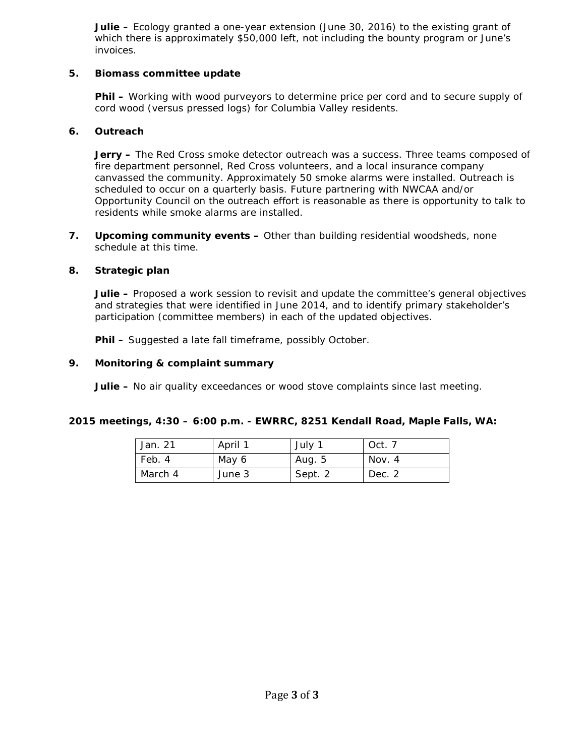**Julie –** Ecology granted a one-year extension (June 30, 2016) to the existing grant of which there is approximately $50,000 left, not including the bounty program or June's invoices.

5. **Biomass committee update**

   **Phil –** Working with wood purveyors to determine price per cord and to secure supply of cord wood (versus pressed logs) for Columbia Valley residents.

6. **Outreach**

   **Jerry –** The Red Cross smoke detector outreach was a success. Three teams composed of fire department personnel, Red Cross volunteers, and a local insurance company canvassed the community. Approximately 50 smoke alarms were installed. Outreach is scheduled to occur on a quarterly basis. Future partnering with NWCAA and/or Opportunity Council on the outreach effort is reasonable as there is opportunity to talk to residents while smoke alarms are installed.

7. **Upcoming community events –** Other than building residential woodsheds, none schedule at this time.

8. **Strategic plan**

   **Julie –** Proposed a work session to revisit and update the committee's general objectives and strategies that were identified in June 2014, and to identify primary stakeholder's participation (committee members) in each of the updated objectives.

   **Phil –** Suggested a late fall timeframe, possibly October.

9. **Monitoring & complaint summary**

   **Julie –** No air quality exceedances or wood stove complaints since last meeting.

**2015 meetings, 4:30 – 6:00 p.m. - EWRRC, 8251 Kendall Road, Maple Falls, WA:**

| | | | |
|---|---|---|---|
| Jan. 21 | April 1 | July 1 | Oct. 7 |
| Feb. 4 | May 6 | Aug. 5 | Nov. 4 |
| March 4 | June 3 | Sept. 2 | Dec. 2 |